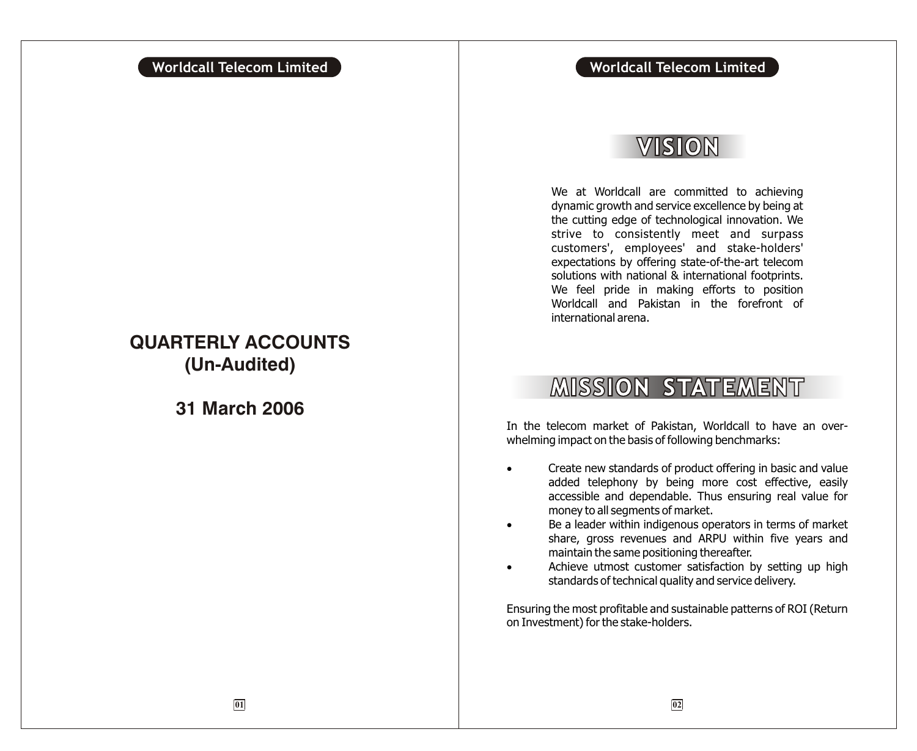# QUARTERLY ACCOUNTS
## (Un-Audited)

## 31 March 2006

# VISION

We at Worldcall are committed to achieving dynamic growth and service excellence by being at the cutting edge of technological innovation. We strive to consistently meet and surpass customers', employees' and stake-holders' expectations by offering state-of-the-art telecom solutions with national & international footprints. We feel pride in making efforts to position Worldcall and Pakistan in the forefront of international arena.

# MISSION STATEMENT

In the telecom market of Pakistan, Worldcall to have an over-whelming impact on the basis of following benchmarks:

- Create new standards of product offering in basic and value added telephony by being more cost effective, easily accessible and dependable. Thus ensuring real value for money to all segments of market.
- Be a leader within indigenous operators in terms of market share, gross revenues and ARPU within five years and maintain the same positioning thereafter.
- Achieve utmost customer satisfaction by setting up high standards of technical quality and service delivery.

Ensuring the most profitable and sustainable patterns of ROI (Return on Investment) for the stake-holders.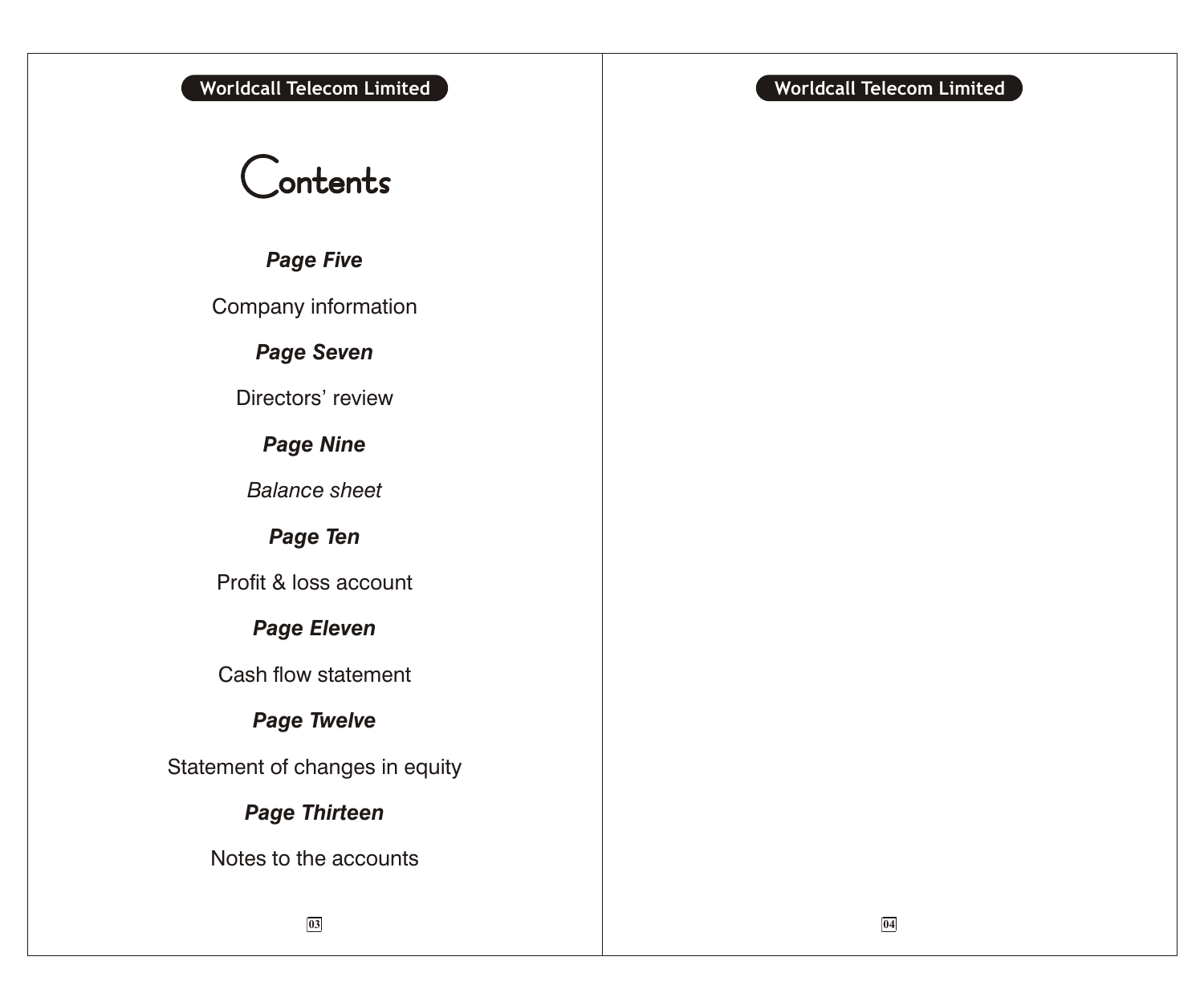# Contents

***Page Five***

Company information

***Page Seven***

Directors' review

***Page Nine***

*Balance sheet*

***Page Ten***

Profit & loss account

***Page Eleven***

Cash flow statement

***Page Twelve***

Statement of changes in equity

***Page Thirteen***

Notes to the accounts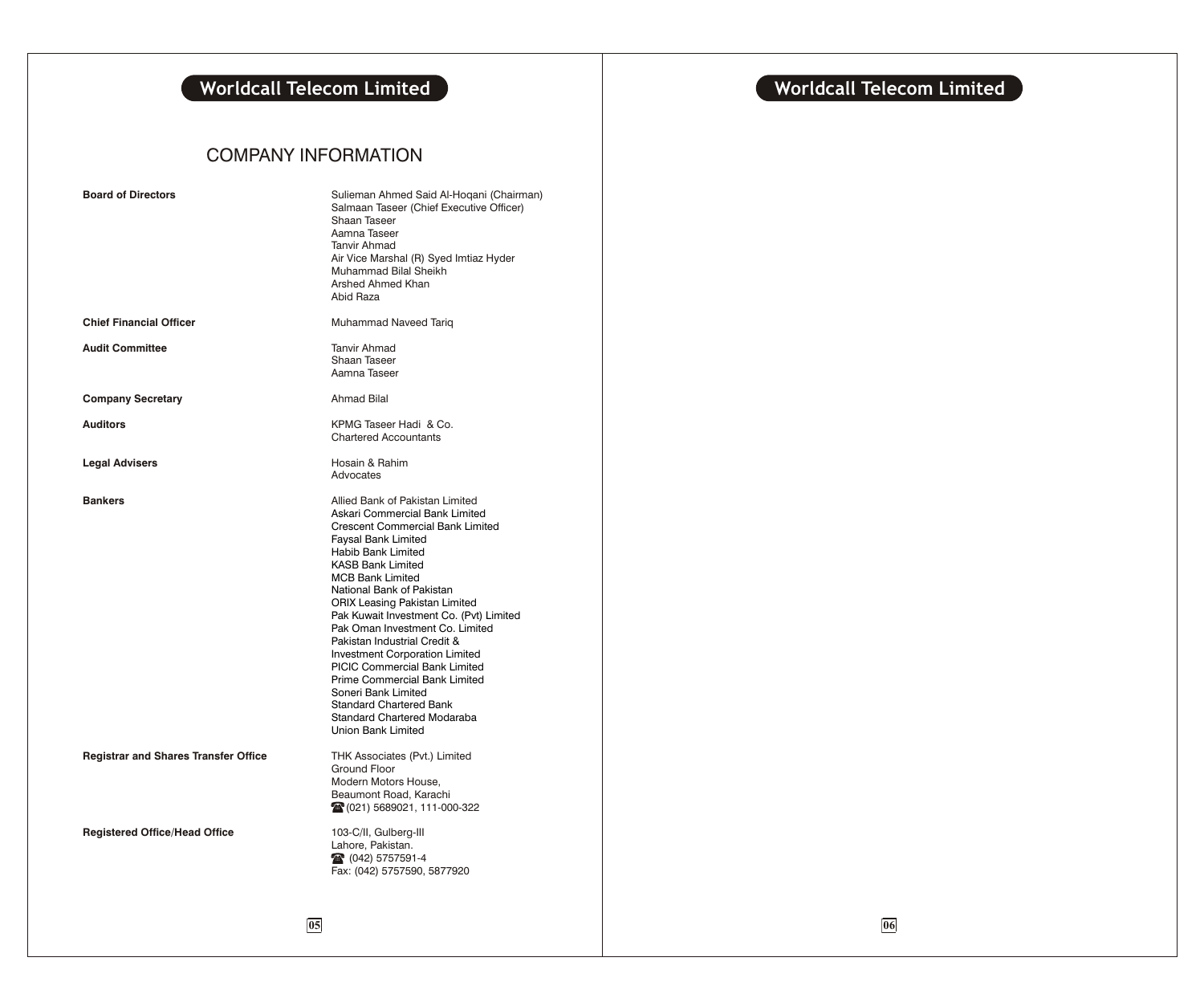# COMPANY INFORMATION

| | |
|---|---|
| **Board of Directors** | Sulieman Ahmed Said Al-Hoqani (Chairman)<br>Salmaan Taseer (Chief Executive Officer)<br>Shaan Taseer<br>Aamna Taseer<br>Tanvir Ahmad<br>Air Vice Marshal (R) Syed Imtiaz Hyder<br>Muhammad Bilal Sheikh<br>Arshed Ahmed Khan<br>Abid Raza |
| **Chief Financial Officer** | Muhammad Naveed Tariq |
| **Audit Committee** | Tanvir Ahmad<br>Shaan Taseer<br>Aamna Taseer |
| **Company Secretary** | Ahmad Bilal |
| **Auditors** | KPMG Taseer Hadi & Co.<br>Chartered Accountants |
| **Legal Advisers** | Hosain & Rahim<br>Advocates |
| **Bankers** | Allied Bank of Pakistan Limited<br>Askari Commercial Bank Limited<br>Crescent Commercial Bank Limited<br>Faysal Bank Limited<br>Habib Bank Limited<br>KASB Bank Limited<br>MCB Bank Limited<br>National Bank of Pakistan<br>ORIX Leasing Pakistan Limited<br>Pak Kuwait Investment Co. (Pvt) Limited<br>Pak Oman Investment Co. Limited<br>Pakistan Industrial Credit &<br>Investment Corporation Limited<br>PICIC Commercial Bank Limited<br>Prime Commercial Bank Limited<br>Soneri Bank Limited<br>Standard Chartered Bank<br>Standard Chartered Modaraba<br>Union Bank Limited |
| **Registrar and Shares Transfer Office** | THK Associates (Pvt.) Limited<br>Ground Floor<br>Modern Motors House,<br>Beaumont Road, Karachi<br>☎ (021) 5689021, 111-000-322 |
| **Registered Office/Head Office** | 103-C/II, Gulberg-III<br>Lahore, Pakistan.<br>☎ (042) 5757591-4<br>Fax: (042) 5757590, 5877920 |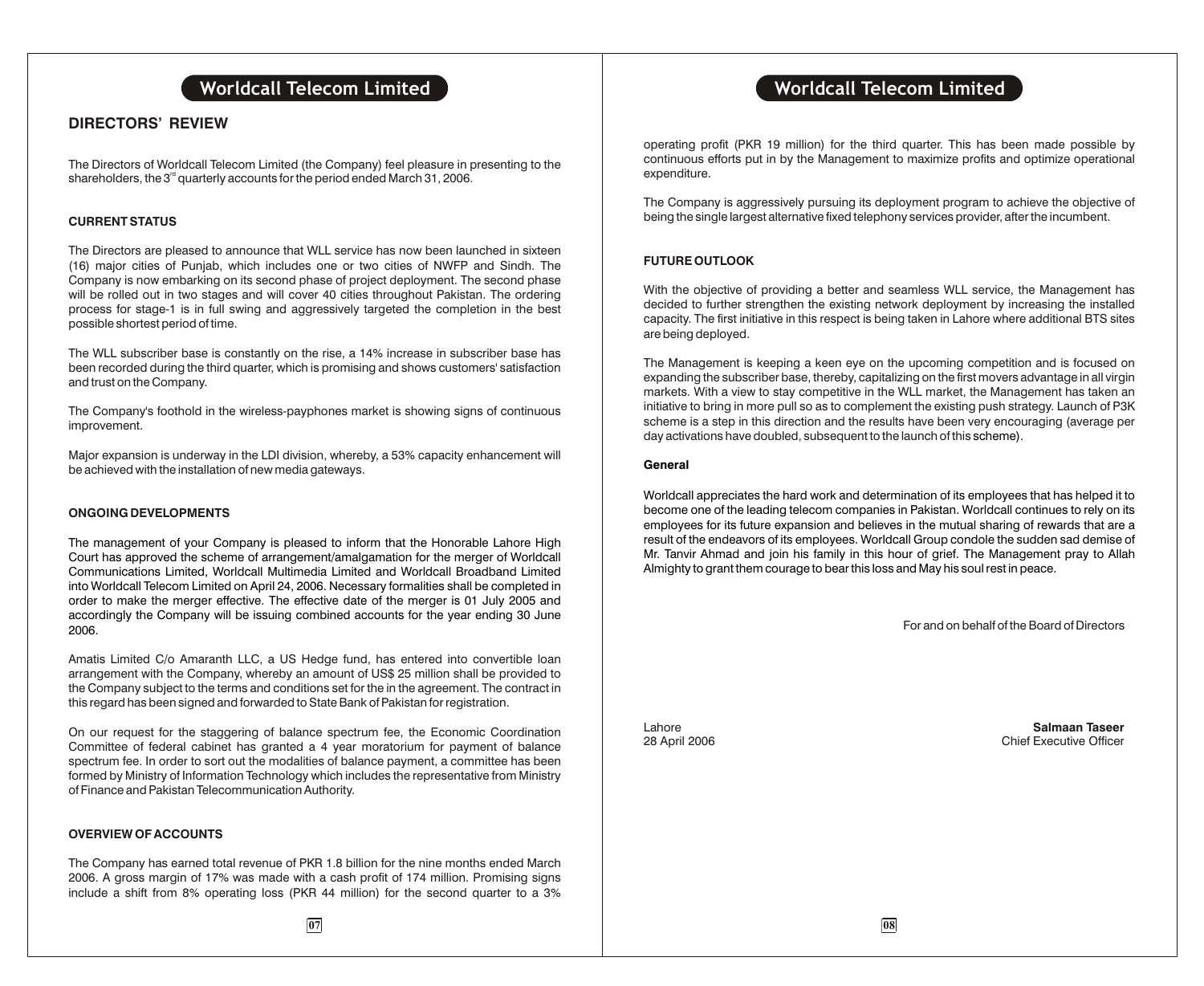## DIRECTORS' REVIEW

The Directors of Worldcall Telecom Limited (the Company) feel pleasure in presenting to the shareholders, the 3rd quarterly accounts for the period ended March 31, 2006.

### CURRENT STATUS

The Directors are pleased to announce that WLL service has now been launched in sixteen (16) major cities of Punjab, which includes one or two cities of NWFP and Sindh. The Company is now embarking on its second phase of project deployment. The second phase will be rolled out in two stages and will cover 40 cities throughout Pakistan. The ordering process for stage-1 is in full swing and aggressively targeted the completion in the best possible shortest period of time.

The WLL subscriber base is constantly on the rise, a 14% increase in subscriber base has been recorded during the third quarter, which is promising and shows customers' satisfaction and trust on the Company.

The Company's foothold in the wireless-payphones market is showing signs of continuous improvement.

Major expansion is underway in the LDI division, whereby, a 53% capacity enhancement will be achieved with the installation of new media gateways.

### ONGOING DEVELOPMENTS

The management of your Company is pleased to inform that the Honorable Lahore High Court has approved the scheme of arrangement/amalgamation for the merger of Worldcall Communications Limited, Worldcall Multimedia Limited and Worldcall Broadband Limited into Worldcall Telecom Limited on April 24, 2006. Necessary formalities shall be completed in order to make the merger effective. The effective date of the merger is 01 July 2005 and accordingly the Company will be issuing combined accounts for the year ending 30 June 2006.

Amatis Limited C/o Amaranth LLC, a US Hedge fund, has entered into convertible loan arrangement with the Company, whereby an amount of US$ 25 million shall be provided to the Company subject to the terms and conditions set for the in the agreement. The contract in this regard has been signed and forwarded to State Bank of Pakistan for registration.

On our request for the staggering of balance spectrum fee, the Economic Coordination Committee of federal cabinet has granted a 4 year moratorium for payment of balance spectrum fee. In order to sort out the modalities of balance payment, a committee has been formed by Ministry of Information Technology which includes the representative from Ministry of Finance and Pakistan Telecommunication Authority.

### OVERVIEW OF ACCOUNTS

The Company has earned total revenue of PKR 1.8 billion for the nine months ended March 2006. A gross margin of 17% was made with a cash profit of 174 million. Promising signs include a shift from 8% operating loss (PKR 44 million) for the second quarter to a 3% operating profit (PKR 19 million) for the third quarter. This has been made possible by continuous efforts put in by the Management to maximize profits and optimize operational expenditure.

The Company is aggressively pursuing its deployment program to achieve the objective of being the single largest alternative fixed telephony services provider, after the incumbent.

### FUTURE OUTLOOK

With the objective of providing a better and seamless WLL service, the Management has decided to further strengthen the existing network deployment by increasing the installed capacity. The first initiative in this respect is being taken in Lahore where additional BTS sites are being deployed.

The Management is keeping a keen eye on the upcoming competition and is focused on expanding the subscriber base, thereby, capitalizing on the first movers advantage in all virgin markets. With a view to stay competitive in the WLL market, the Management has taken an initiative to bring in more pull so as to complement the existing push strategy. Launch of P3K scheme is a step in this direction and the results have been very encouraging (average per day activations have doubled, subsequent to the launch of this scheme).

### General

Worldcall appreciates the hard work and determination of its employees that has helped it to become one of the leading telecom companies in Pakistan. Worldcall continues to rely on its employees for its future expansion and believes in the mutual sharing of rewards that are a result of the endeavors of its employees. Worldcall Group condole the sudden sad demise of Mr. Tanvir Ahmad and join his family in this hour of grief. The Management pray to Allah Almighty to grant them courage to bear this loss and May his soul rest in peace.

For and on behalf of the Board of Directors

Lahore
28 April 2006

**Salmaan Taseer**
Chief Executive Officer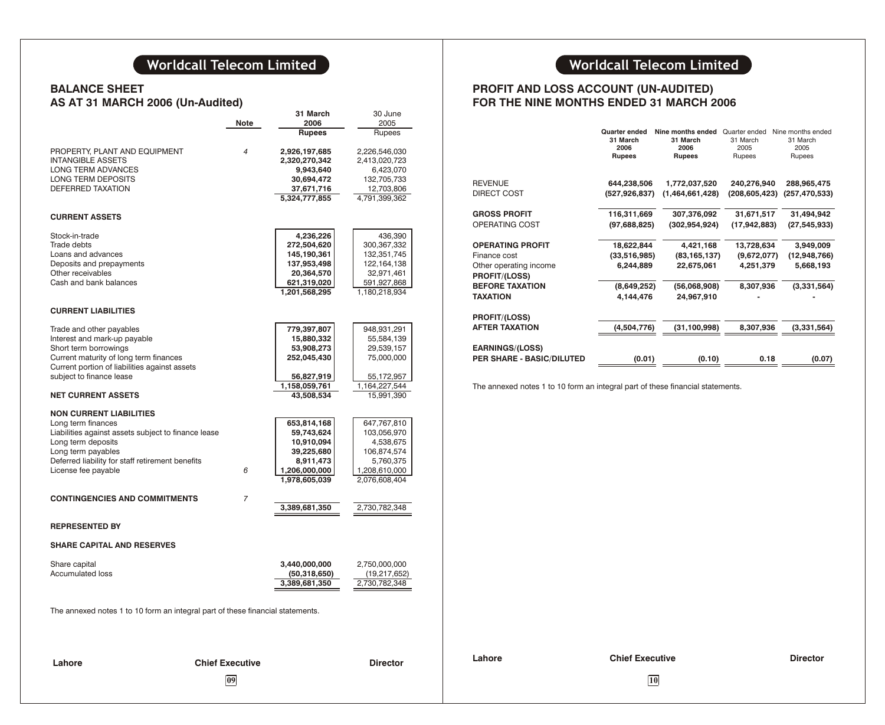## Worldcall Telecom Limited

## BALANCE SHEET
## AS AT 31 MARCH 2006 (Un-Audited)

| | Note | 31 March 2006 Rupees | 30 June 2005 Rupees |
|---|---|---|---|
| PROPERTY, PLANT AND EQUIPMENT | 4 | 2,926,197,685 | 2,226,546,030 |
| INTANGIBLE ASSETS | | 2,320,270,342 | 2,413,020,723 |
| LONG TERM ADVANCES | | 9,943,640 | 6,423,070 |
| LONG TERM DEPOSITS | | 30,694,472 | 132,705,733 |
| DEFERRED TAXATION | | 37,671,716 | 12,703,806 |
| | | 5,324,777,855 | 4,791,399,362 |
| **CURRENT ASSETS** | | | |
| Stock-in-trade | | 4,236,226 | 436,390 |
| Trade debts | | 272,504,620 | 300,367,332 |
| Loans and advances | | 145,190,361 | 132,351,745 |
| Deposits and prepayments | | 137,953,498 | 122,164,138 |
| Other receivables | | 20,364,570 | 32,971,461 |
| Cash and bank balances | | 621,319,020 | 591,927,868 |
| | | 1,201,568,295 | 1,180,218,934 |
| **CURRENT LIABILITIES** | | | |
| Trade and other payables | | 779,397,807 | 948,931,291 |
| Interest and mark-up payable | | 15,880,332 | 55,584,139 |
| Short term borrowings | | 53,908,273 | 29,539,157 |
| Current maturity of long term finances | | 252,045,430 | 75,000,000 |
| Current portion of liabilities against assets subject to finance lease | | 56,827,919 | 55,172,957 |
| | | 1,158,059,761 | 1,164,227,544 |
| **NET CURRENT ASSETS** | | 43,508,534 | 15,991,390 |
| **NON CURRENT LIABILITIES** | | | |
| Long term finances | | 653,814,168 | 647,767,810 |
| Liabilities against assets subject to finance lease | | 59,743,624 | 103,056,970 |
| Long term deposits | | 10,910,094 | 4,538,675 |
| Long term payables | | 39,225,680 | 106,874,574 |
| Deferred liability for staff retirement benefits | | 8,911,473 | 5,760,375 |
| License fee payable | 6 | 1,206,000,000 | 1,208,610,000 |
| | | 1,978,605,039 | 2,076,608,404 |
| **CONTINGENCIES AND COMMITMENTS** | 7 | | |
| | | 3,389,681,350 | 2,730,782,348 |
| **REPRESENTED BY** | | | |
| **SHARE CAPITAL AND RESERVES** | | | |
| Share capital | | 3,440,000,000 | 2,750,000,000 |
| Accumulated loss | | (50,318,650) | (19,217,652) |
| | | 3,389,681,350 | 2,730,782,348 |

The annexed notes 1 to 10 form an integral part of these financial statements.

**Lahore** **Chief Executive** **Director**

## Worldcall Telecom Limited

## PROFIT AND LOSS ACCOUNT (UN-AUDITED)
## FOR THE NINE MONTHS ENDED 31 MARCH 2006

| | Quarter ended 31 March 2006 Rupees | Nine months ended 31 March 2006 Rupees | Quarter ended 31 March 2005 Rupees | Nine months ended 31 March 2005 Rupees |
|---|---|---|---|---|
| REVENUE | 644,238,506 | 1,772,037,520 | 240,276,940 | 288,965,475 |
| DIRECT COST | (527,926,837) | (1,464,661,428) | (208,605,423) | (257,470,533) |
| **GROSS PROFIT** | 116,311,669 | 307,376,092 | 31,671,517 | 31,494,942 |
| OPERATING COST | (97,688,825) | (302,954,924) | (17,942,883) | (27,545,933) |
| **OPERATING PROFIT** | 18,622,844 | 4,421,168 | 13,728,634 | 3,949,009 |
| Finance cost | (33,516,985) | (83,165,137) | (9,672,077) | (12,948,766) |
| Other operating income | 6,244,889 | 22,675,061 | 4,251,379 | 5,668,193 |
| **PROFIT/(LOSS) BEFORE TAXATION** | (8,649,252) | (56,068,908) | 8,307,936 | (3,331,564) |
| **TAXATION** | 4,144,476 | 24,967,910 | - | - |
| **PROFIT/(LOSS) AFTER TAXATION** | (4,504,776) | (31,100,998) | 8,307,936 | (3,331,564) |
| **EARNINGS/(LOSS) PER SHARE - BASIC/DILUTED** | (0.01) | (0.10) | 0.18 | (0.07) |

The annexed notes 1 to 10 form an integral part of these financial statements.

**Lahore** **Chief Executive** **Director**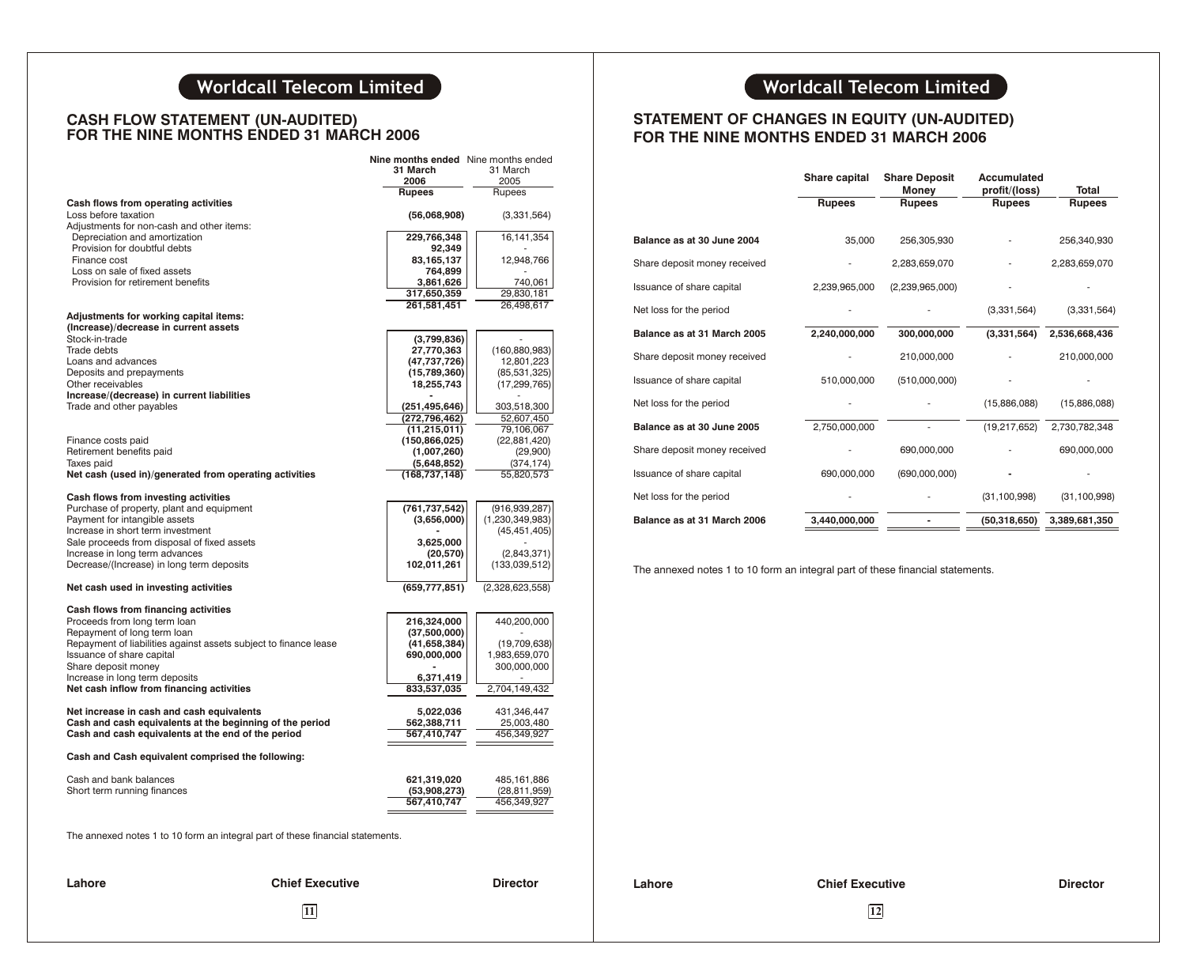# Worldcall Telecom Limited

## CASH FLOW STATEMENT (UN-AUDITED) FOR THE NINE MONTHS ENDED 31 MARCH 2006

| | Nine months ended 31 March 2006 | Nine months ended 31 March 2005 |
|---|---|---|
| | **Rupees** | Rupees |
| **Cash flows from operating activities** | | |
| Loss before taxation | **(56,068,908)** | (3,331,564) |
| Adjustments for non-cash and other items: | | |
| Depreciation and amortization | **229,766,348** | 16,141,354 |
| Provision for doubtful debts | **92,349** | - |
| Finance cost | **83,165,137** | 12,948,766 |
| Loss on sale of fixed assets | **764,899** | - |
| Provision for retirement benefits | **3,861,626** | 740,061 |
| | **317,650,359** | 29,830,181 |
| | **261,581,451** | 26,498,617 |
| **Adjustments for working capital items:** | | |
| **(Increase)/decrease in current assets** | | |
| Stock-in-trade | **(3,799,836)** | - |
| Trade debts | **27,770,363** | (160,880,983) |
| Loans and advances | **(47,737,726)** | 12,801,223 |
| Deposits and prepayments | **(15,789,360)** | (85,531,325) |
| Other receivables | **18,255,743** | (17,299,765) |
| **Increase/(decrease) in current liabilities** | **-** | - |
| Trade and other payables | **(251,495,646)** | 303,518,300 |
| | **(272,796,462)** | 52,607,450 |
| | **(11,215,011)** | 79,106,067 |
| Finance costs paid | **(150,866,025)** | (22,881,420) |
| Retirement benefits paid | **(1,007,260)** | (29,900) |
| Taxes paid | **(5,648,852)** | (374,174) |
| **Net cash (used in)/generated from operating activities** | **(168,737,148)** | 55,820,573 |
| **Cash flows from investing activities** | | |
| Purchase of property, plant and equipment | **(761,737,542)** | (916,939,287) |
| Payment for intangible assets | **(3,656,000)** | (1,230,349,983) |
| Increase in short term investment | **-** | (45,451,405) |
| Sale proceeds from disposal of fixed assets | **3,625,000** | - |
| Increase in long term advances | **(20,570)** | (2,843,371) |
| Decrease/(Increase) in long term deposits | **102,011,261** | (133,039,512) |
| **Net cash used in investing activities** | **(659,777,851)** | (2,328,623,558) |
| **Cash flows from financing activities** | | |
| Proceeds from long term loan | **216,324,000** | 440,200,000 |
| Repayment of long term loan | **(37,500,000)** | - |
| Repayment of liabilities against assets subject to finance lease | **(41,658,384)** | (19,709,638) |
| Issuance of share capital | **690,000,000** | 1,983,659,070 |
| Share deposit money | **-** | 300,000,000 |
| Increase in long term deposits | **6,371,419** | - |
| **Net cash inflow from financing activities** | **833,537,035** | 2,704,149,432 |
| **Net increase in cash and cash equivalents** | **5,022,036** | 431,346,447 |
| **Cash and cash equivalents at the beginning of the period** | **562,388,711** | 25,003,480 |
| **Cash and cash equivalents at the end of the period** | **567,410,747** | 456,349,927 |
| **Cash and Cash equivalent comprised the following:** | | |
| Cash and bank balances | **621,319,020** | 485,161,886 |
| Short term running finances | **(53,908,273)** | (28,811,959) |
| | **567,410,747** | 456,349,927 |

The annexed notes 1 to 10 form an integral part of these financial statements.

**Lahore** **Chief Executive** **Director**

# Worldcall Telecom Limited

## STATEMENT OF CHANGES IN EQUITY (UN-AUDITED) FOR THE NINE MONTHS ENDED 31 MARCH 2006

| | Share capital | Share Deposit Money | Accumulated profit/(loss) | Total |
|---|---|---|---|---|
| | **Rupees** | **Rupees** | **Rupees** | **Rupees** |
| **Balance as at 30 June 2004** | 35,000 | 256,305,930 | - | 256,340,930 |
| Share deposit money received | - | 2,283,659,070 | - | 2,283,659,070 |
| Issuance of share capital | 2,239,965,000 | (2,239,965,000) | - | - |
| Net loss for the period | - | - | (3,331,564) | (3,331,564) |
| **Balance as at 31 March 2005** | **2,240,000,000** | **300,000,000** | **(3,331,564)** | **2,536,668,436** |
| Share deposit money received | - | 210,000,000 | - | 210,000,000 |
| Issuance of share capital | 510,000,000 | (510,000,000) | - | - |
| Net loss for the period | - | - | (15,886,088) | (15,886,088) |
| **Balance as at 30 June 2005** | 2,750,000,000 | - | (19,217,652) | 2,730,782,348 |
| Share deposit money received | - | 690,000,000 | - | 690,000,000 |
| Issuance of share capital | 690,000,000 | (690,000,000) | **-** | - |
| Net loss for the period | - | - | (31,100,998) | (31,100,998) |
| **Balance as at 31 March 2006** | **3,440,000,000** | **-** | **(50,318,650)** | **3,389,681,350** |

The annexed notes 1 to 10 form an integral part of these financial statements.

**Lahore** **Chief Executive** **Director**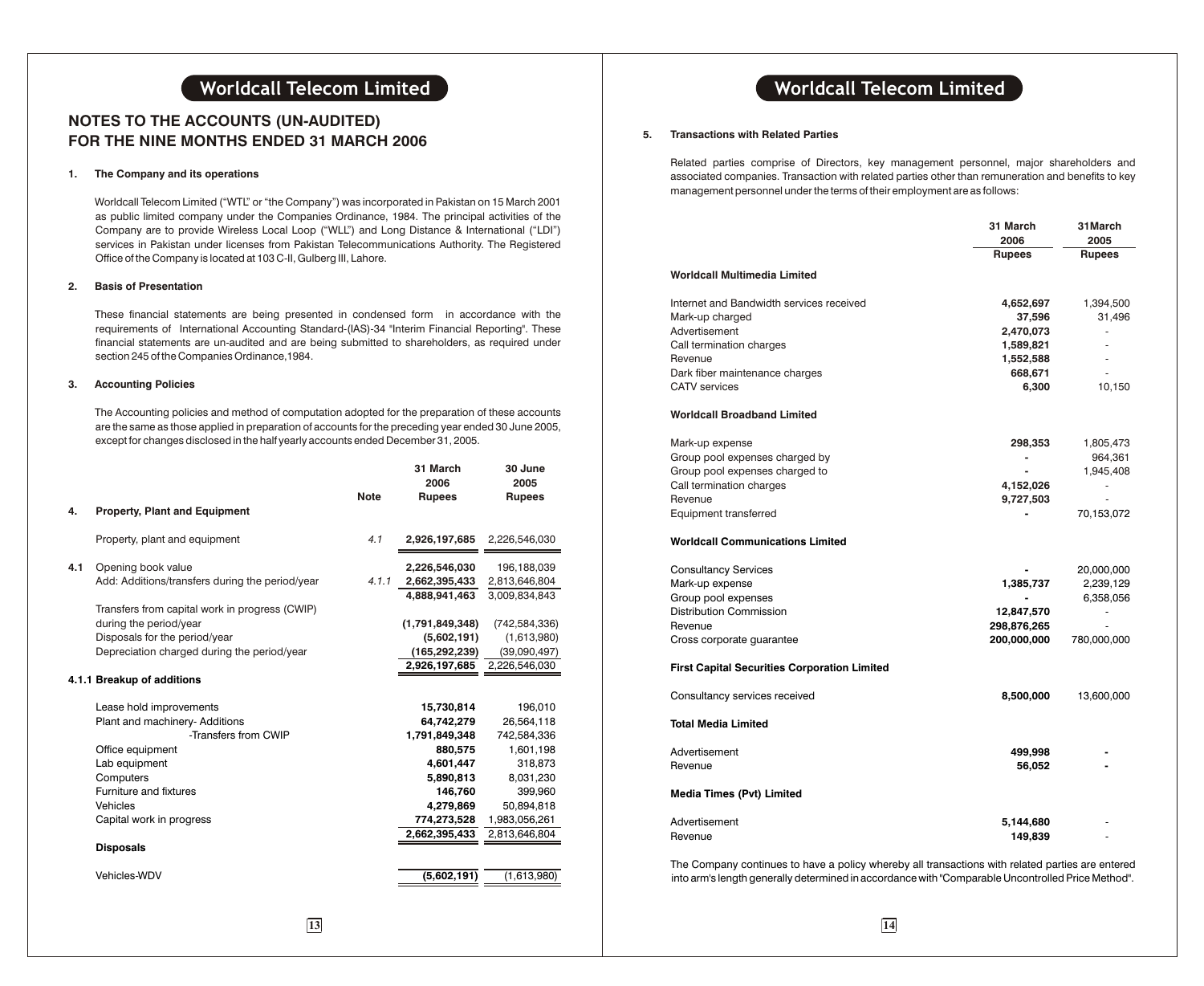## NOTES TO THE ACCOUNTS (UN-AUDITED)
## FOR THE NINE MONTHS ENDED 31 MARCH 2006

### 1. The Company and its operations

Worldcall Telecom Limited ("WTL" or "the Company") was incorporated in Pakistan on 15 March 2001 as public limited company under the Companies Ordinance, 1984. The principal activities of the Company are to provide Wireless Local Loop ("WLL") and Long Distance & International ("LDI") services in Pakistan under licenses from Pakistan Telecommunications Authority. The Registered Office of the Company is located at 103 C-II, Gulberg III, Lahore.

### 2. Basis of Presentation

These financial statements are being presented in condensed form in accordance with the requirements of International Accounting Standard-(IAS)-34 "Interim Financial Reporting". These financial statements are un-audited and are being submitted to shareholders, as required under section 245 of the Companies Ordinance,1984.

### 3. Accounting Policies

The Accounting policies and method of computation adopted for the preparation of these accounts are the same as those applied in preparation of accounts for the preceding year ended 30 June 2005, except for changes disclosed in the half yearly accounts ended December 31, 2005.

| | | Note | 31 March 2006 Rupees | 30 June 2005 Rupees |
|---|---|---|---|---|
| **4.** | **Property, Plant and Equipment** | | | |
| | Property, plant and equipment | 4.1 | **2,926,197,685** | 2,226,546,030 |
| **4.1** | Opening book value | | **2,226,546,030** | 196,188,039 |
| | Add: Additions/transfers during the period/year | 4.1.1 | **2,662,395,433** | 2,813,646,804 |
| | | | **4,888,941,463** | 3,009,834,843 |
| | Transfers from capital work in progress (CWIP) during the period/year | | **(1,791,849,348)** | (742,584,336) |
| | Disposals for the period/year | | **(5,602,191)** | (1,613,980) |
| | Depreciation charged during the period/year | | **(165,292,239)** | (39,090,497) |
| | | | **2,926,197,685** | 2,226,546,030 |
| **4.1.1** | **Breakup of additions** | | | |
| | Lease hold improvements | | **15,730,814** | 196,010 |
| | Plant and machinery- Additions | | **64,742,279** | 26,564,118 |
| | -Transfers from CWIP | | **1,791,849,348** | 742,584,336 |
| | Office equipment | | **880,575** | 1,601,198 |
| | Lab equipment | | **4,601,447** | 318,873 |
| | Computers | | **5,890,813** | 8,031,230 |
| | Furniture and fixtures | | **146,760** | 399,960 |
| | Vehicles | | **4,279,869** | 50,894,818 |
| | Capital work in progress | | **774,273,528** | 1,983,056,261 |
| | | | **2,662,395,433** | 2,813,646,804 |
| | **Disposals** | | | |
| | Vehicles-WDV | | **(5,602,191)** | (1,613,980) |

### 5. Transactions with Related Parties

Related parties comprise of Directors, key management personnel, major shareholders and associated companies. Transaction with related parties other than remuneration and benefits to key management personnel under the terms of their employment are as follows:

| | 31 March 2006 Rupees | 31March 2005 Rupees |
|---|---|---|
| **Worldcall Multimedia Limited** | | |
| Internet and Bandwidth services received | **4,652,697** | 1,394,500 |
| Mark-up charged | **37,596** | 31,496 |
| Advertisement | **2,470,073** | - |
| Call termination charges | **1,589,821** | - |
| Revenue | **1,552,588** | - |
| Dark fiber maintenance charges | **668,671** | - |
| CATV services | **6,300** | 10,150 |
| **Worldcall Broadband Limited** | | |
| Mark-up expense | **298,353** | 1,805,473 |
| Group pool expenses charged by | **-** | 964,361 |
| Group pool expenses charged to | **-** | 1,945,408 |
| Call termination charges | **4,152,026** | - |
| Revenue | **9,727,503** | - |
| Equipment transferred | **-** | 70,153,072 |
| **Worldcall Communications Limited** | | |
| Consultancy Services | **-** | 20,000,000 |
| Mark-up expense | **1,385,737** | 2,239,129 |
| Group pool expenses | **-** | 6,358,056 |
| Distribution Commission | **12,847,570** | - |
| Revenue | **298,876,265** | - |
| Cross corporate guarantee | **200,000,000** | 780,000,000 |
| **First Capital Securities Corporation Limited** | | |
| Consultancy services received | **8,500,000** | 13,600,000 |
| **Total Media Limited** | | |
| Advertisement | **499,998** | **-** |
| Revenue | **56,052** | **-** |
| **Media Times (Pvt) Limited** | | |
| Advertisement | **5,144,680** | - |
| Revenue | **149,839** | - |

The Company continues to have a policy whereby all transactions with related parties are entered into arm's length generally determined in accordance with "Comparable Uncontrolled Price Method".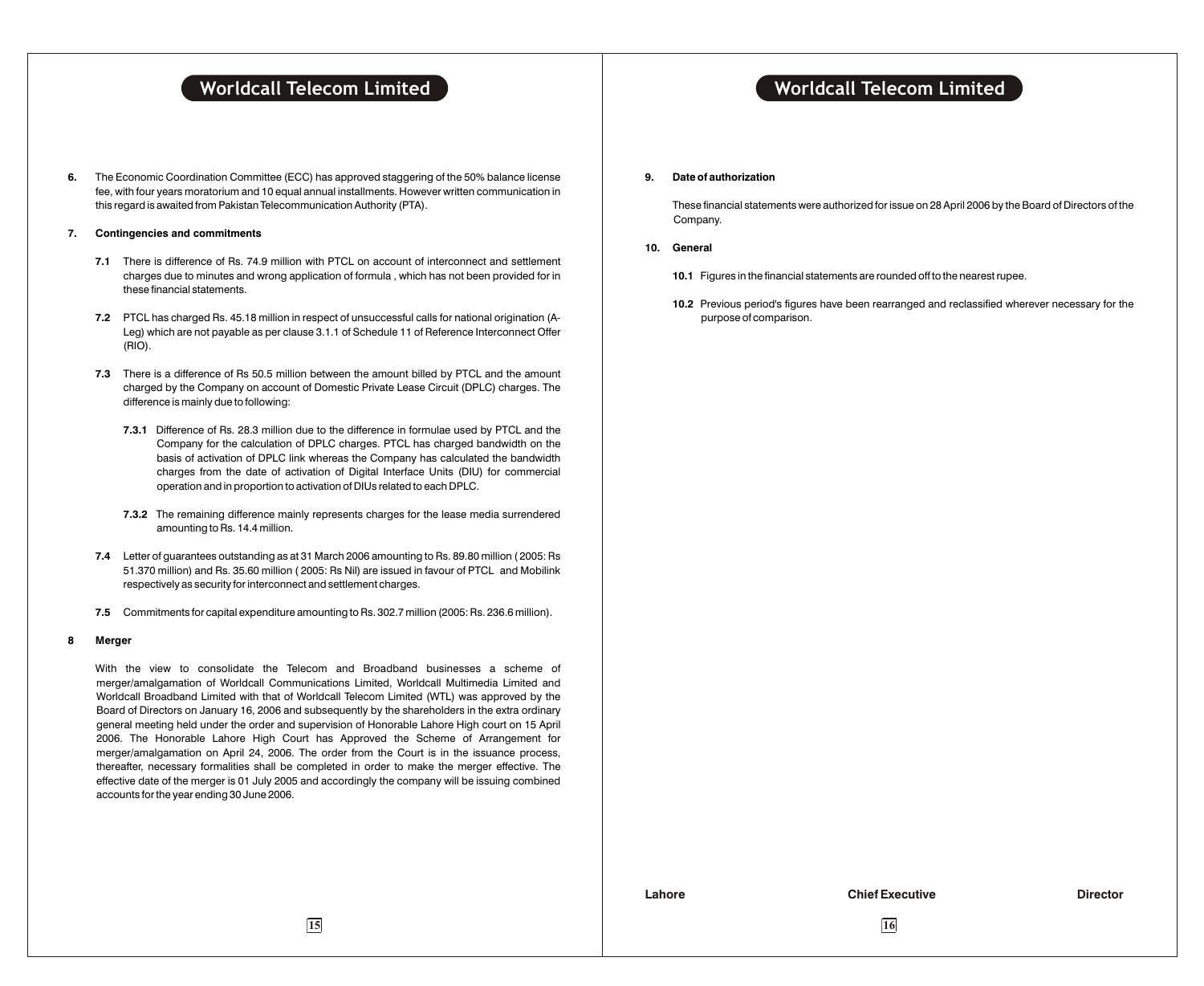6. The Economic Coordination Committee (ECC) has approved staggering of the 50% balance license fee, with four years moratorium and 10 equal annual installments. However written communication in this regard is awaited from Pakistan Telecommunication Authority (PTA).

**7. Contingencies and commitments**

**7.1** There is difference of Rs. 74.9 million with PTCL on account of interconnect and settlement charges due to minutes and wrong application of formula , which has not been provided for in these financial statements.

**7.2** PTCL has charged Rs. 45.18 million in respect of unsuccessful calls for national origination (A-Leg) which are not payable as per clause 3.1.1 of Schedule 11 of Reference Interconnect Offer (RIO).

**7.3** There is a difference of Rs 50.5 million between the amount billed by PTCL and the amount charged by the Company on account of Domestic Private Lease Circuit (DPLC) charges. The difference is mainly due to following:

**7.3.1** Difference of Rs. 28.3 million due to the difference in formulae used by PTCL and the Company for the calculation of DPLC charges. PTCL has charged bandwidth on the basis of activation of DPLC link whereas the Company has calculated the bandwidth charges from the date of activation of Digital Interface Units (DIU) for commercial operation and in proportion to activation of DIUs related to each DPLC.

**7.3.2** The remaining difference mainly represents charges for the lease media surrendered amounting to Rs. 14.4 million.

**7.4** Letter of guarantees outstanding as at 31 March 2006 amounting to Rs. 89.80 million ( 2005: Rs 51.370 million) and Rs. 35.60 million ( 2005: Rs Nil) are issued in favour of PTCL and Mobilink respectively as security for interconnect and settlement charges.

**7.5** Commitments for capital expenditure amounting to Rs. 302.7 million (2005: Rs. 236.6 million).

**8 Merger**

With the view to consolidate the Telecom and Broadband businesses a scheme of merger/amalgamation of Worldcall Communications Limited, Worldcall Multimedia Limited and Worldcall Broadband Limited with that of Worldcall Telecom Limited (WTL) was approved by the Board of Directors on January 16, 2006 and subsequently by the shareholders in the extra ordinary general meeting held under the order and supervision of Honorable Lahore High court on 15 April 2006. The Honorable Lahore High Court has Approved the Scheme of Arrangement for merger/amalgamation on April 24, 2006. The order from the Court is in the issuance process, thereafter, necessary formalities shall be completed in order to make the merger effective. The effective date of the merger is 01 July 2005 and accordingly the company will be issuing combined accounts for the year ending 30 June 2006.

**9. Date of authorization**

These financial statements were authorized for issue on 28 April 2006 by the Board of Directors of the Company.

**10. General**

**10.1** Figures in the financial statements are rounded off to the nearest rupee.

**10.2** Previous period's figures have been rearranged and reclassified wherever necessary for the purpose of comparison.

**Lahore** **Chief Executive** **Director**